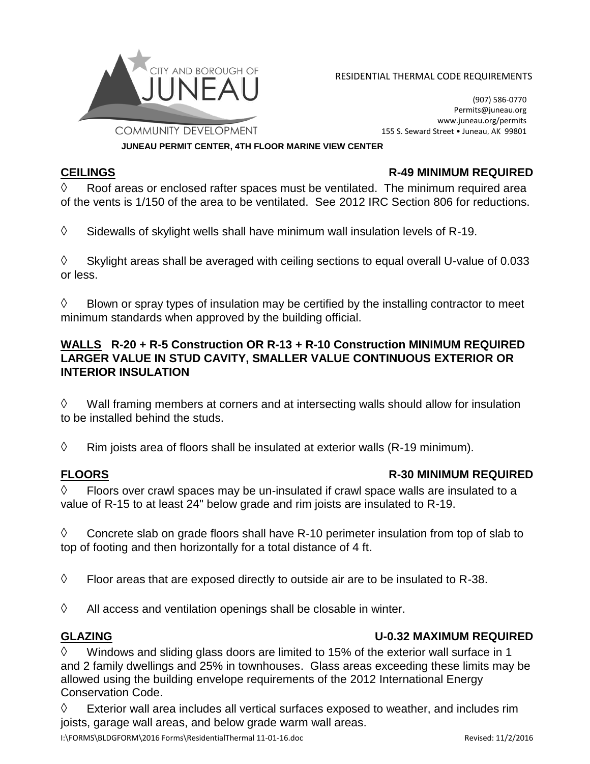CITY AND BOROUGH OF JUNEAU COMMUNITY DEVELOPMENT

RESIDENTIAL THERMAL CODE REQUIREMENTS

(907) 586-0770
Permits@juneau.org
www.juneau.org/permits
155 S. Seward Street • Juneau, AK 99801

**JUNEAU PERMIT CENTER, 4TH FLOOR MARINE VIEW CENTER**

## CEILINGS — R-49 MINIMUM REQUIRED

◊ Roof areas or enclosed rafter spaces must be ventilated. The minimum required area of the vents is 1/150 of the area to be ventilated. See 2012 IRC Section 806 for reductions.

◊ Sidewalls of skylight wells shall have minimum wall insulation levels of R-19.

◊ Skylight areas shall be averaged with ceiling sections to equal overall U-value of 0.033 or less.

◊ Blown or spray types of insulation may be certified by the installing contractor to meet minimum standards when approved by the building official.

## WALLS R-20 + R-5 Construction OR R-13 + R-10 Construction MINIMUM REQUIRED LARGER VALUE IN STUD CAVITY, SMALLER VALUE CONTINUOUS EXTERIOR OR INTERIOR INSULATION

◊ Wall framing members at corners and at intersecting walls should allow for insulation to be installed behind the studs.

◊ Rim joists area of floors shall be insulated at exterior walls (R-19 minimum).

## FLOORS — R-30 MINIMUM REQUIRED

◊ Floors over crawl spaces may be un-insulated if crawl space walls are insulated to a value of R-15 to at least 24" below grade and rim joists are insulated to R-19.

◊ Concrete slab on grade floors shall have R-10 perimeter insulation from top of slab to top of footing and then horizontally for a total distance of 4 ft.

◊ Floor areas that are exposed directly to outside air are to be insulated to R-38.

◊ All access and ventilation openings shall be closable in winter.

## GLAZING — U-0.32 MAXIMUM REQUIRED

◊ Windows and sliding glass doors are limited to 15% of the exterior wall surface in 1 and 2 family dwellings and 25% in townhouses. Glass areas exceeding these limits may be allowed using the building envelope requirements of the 2012 International Energy Conservation Code.

◊ Exterior wall area includes all vertical surfaces exposed to weather, and includes rim joists, garage wall areas, and below grade warm wall areas.

I:\FORMS\BLDGFORM\2016 Forms\ResidentialThermal 11-01-16.doc — Revised: 11/2/2016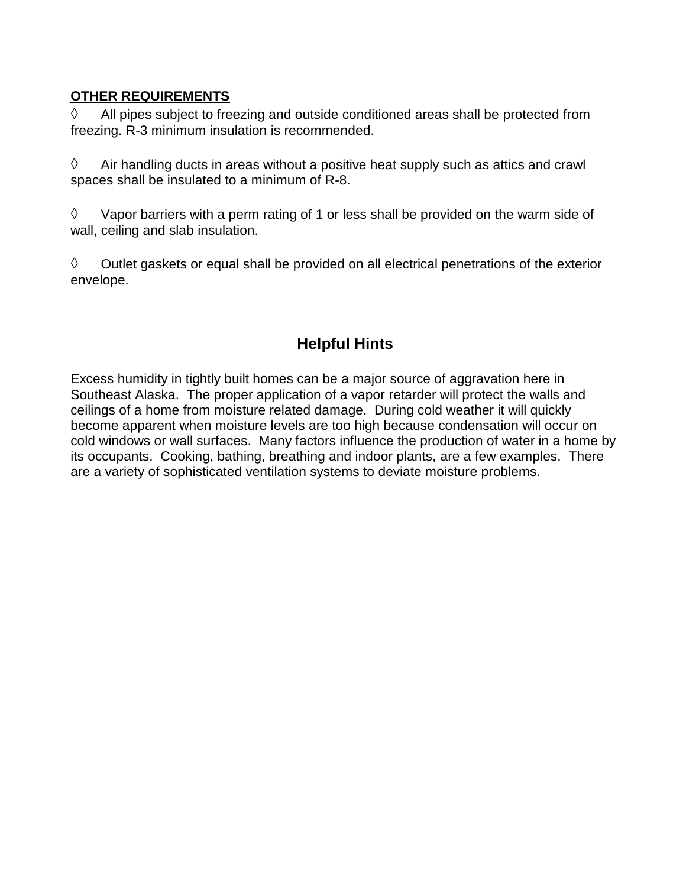**OTHER REQUIREMENTS**

◊ All pipes subject to freezing and outside conditioned areas shall be protected from freezing. R-3 minimum insulation is recommended.

◊ Air handling ducts in areas without a positive heat supply such as attics and crawl spaces shall be insulated to a minimum of R-8.

◊ Vapor barriers with a perm rating of 1 or less shall be provided on the warm side of wall, ceiling and slab insulation.

◊ Outlet gaskets or equal shall be provided on all electrical penetrations of the exterior envelope.

## Helpful Hints

Excess humidity in tightly built homes can be a major source of aggravation here in Southeast Alaska. The proper application of a vapor retarder will protect the walls and ceilings of a home from moisture related damage. During cold weather it will quickly become apparent when moisture levels are too high because condensation will occur on cold windows or wall surfaces. Many factors influence the production of water in a home by its occupants. Cooking, bathing, breathing and indoor plants, are a few examples. There are a variety of sophisticated ventilation systems to deviate moisture problems.